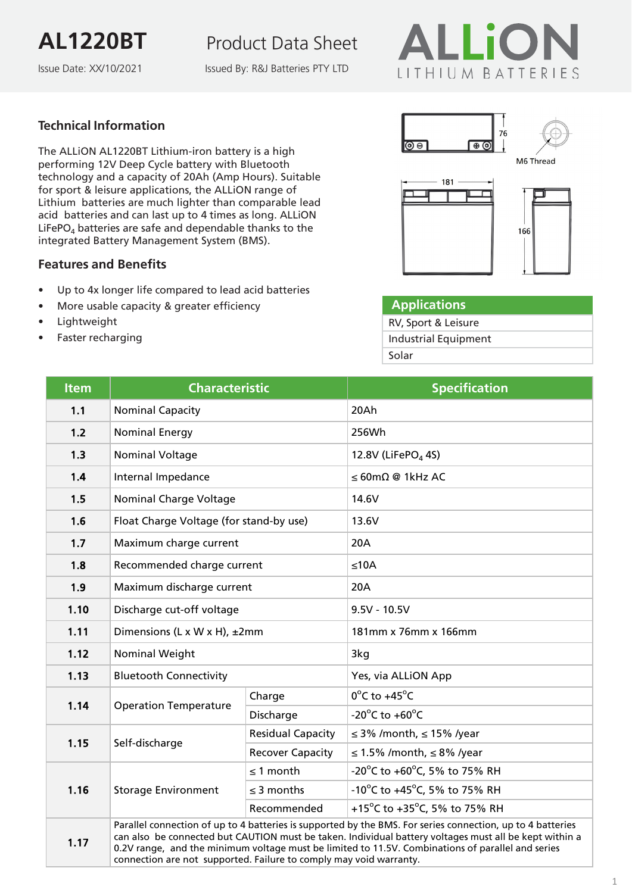# AL1220BT

Issue Date: XX/10/2021

Product Data Sheet

Issued By: R&J Batteries PTY LTD

ALLiON LITHIUM BATTERIES

## Technical Information

The ALLiON AL1220BT Lithium-iron battery is a high performing 12V Deep Cycle battery with Bluetooth technology and a capacity of 20Ah (Amp Hours). Suitable for sport & leisure applications, the ALLiON range of Lithium batteries are much lighter than comparable lead acid batteries and can last up to 4 times as long. ALLiON $LiFePO_4$ batteries are safe and dependable thanks to the integrated Battery Management System (BMS).

76

M6 Thread

181

166

## Features and Benefits

- Up to 4x longer life compared to lead acid batteries
- More usable capacity & greater efficiency
- Lightweight
- Faster recharging

| Applications |
| --- |
| RV, Sport & Leisure |
| Industrial Equipment |
| Solar |

| Item | Characteristic | | Specification |
| --- | --- | --- | --- |
| 1.1 | Nominal Capacity | | 20Ah |
| 1.2 | Nominal Energy | | 256Wh |
| 1.3 | Nominal Voltage | | 12.8V ($LiFePO_4$ 4S) |
| 1.4 | Internal Impedance | | ≤ 60mΩ @ 1kHz AC |
| 1.5 | Nominal Charge Voltage | | 14.6V |
| 1.6 | Float Charge Voltage (for stand-by use) | | 13.6V |
| 1.7 | Maximum charge current | | 20A |
| 1.8 | Recommended charge current | | ≤10A |
| 1.9 | Maximum discharge current | | 20A |
| 1.10 | Discharge cut-off voltage | | 9.5V - 10.5V |
| 1.11 | Dimensions (L x W x H), ±2mm | | 181mm x 76mm x 166mm |
| 1.12 | Nominal Weight | | 3kg |
| 1.13 | Bluetooth Connectivity | | Yes, via ALLiON App |
| 1.14 | Operation Temperature | Charge | 0°C to +45°C |
| | | Discharge | -20°C to +60°C |
| 1.15 | Self-discharge | Residual Capacity | ≤ 3% /month, ≤ 15% /year |
| | | Recover Capacity | ≤ 1.5% /month, ≤ 8% /year |
| 1.16 | Storage Environment | ≤ 1 month | -20°C to +60°C, 5% to 75% RH |
| | | ≤ 3 months | -10°C to +45°C, 5% to 75% RH |
| | | Recommended | +15°C to +35°C, 5% to 75% RH |
| 1.17 | Parallel connection of up to 4 batteries is supported by the BMS. For series connection, up to 4 batteries can also be connected but CAUTION must be taken. Individual battery voltages must all be kept within a 0.2V range, and the minimum voltage must be limited to 11.5V. Combinations of parallel and series connection are not supported. Failure to comply may void warranty. | | |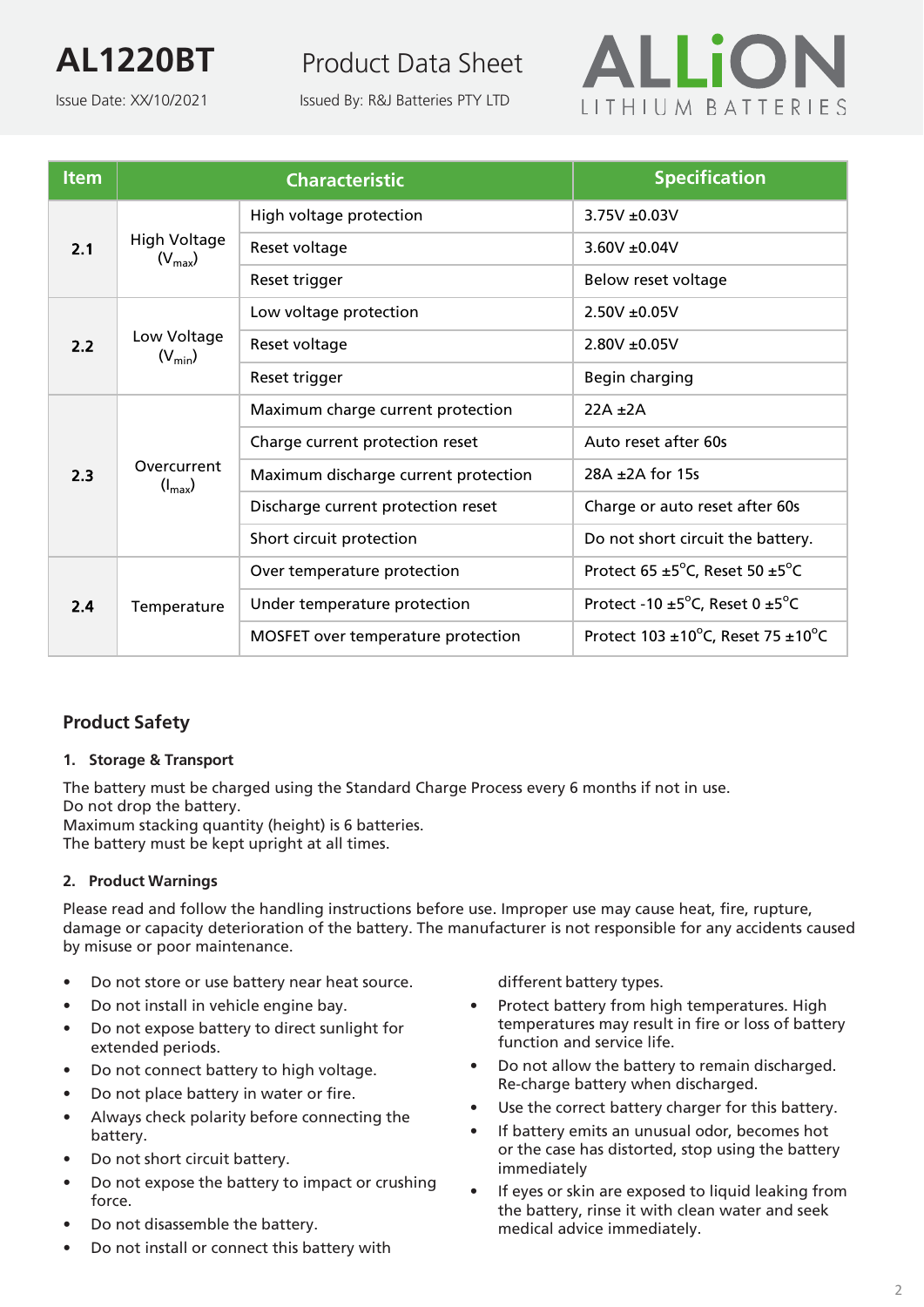**AL1220BT** Issue Date: XX/10/2021

Product Data Sheet

Issued By: R&J Batteries PTY LTD

ALLiON LITHIUM BATTERIES

| Item | Characteristic | | Specification |
|---|---|---|---|
| **2.1** | High Voltage ($V_{max}$) | High voltage protection | 3.75V ±0.03V |
| | | Reset voltage | 3.60V ±0.04V |
| | | Reset trigger | Below reset voltage |
| **2.2** | Low Voltage ($V_{min}$) | Low voltage protection | 2.50V ±0.05V |
| | | Reset voltage | 2.80V ±0.05V |
| | | Reset trigger | Begin charging |
| **2.3** | Overcurrent ($I_{max}$) | Maximum charge current protection | 22A ±2A |
| | | Charge current protection reset | Auto reset after 60s |
| | | Maximum discharge current protection | 28A ±2A for 15s |
| | | Discharge current protection reset | Charge or auto reset after 60s |
| | | Short circuit protection | Do not short circuit the battery. |
| **2.4** | Temperature | Over temperature protection | Protect 65 ±5°C, Reset 50 ±5°C |
| | | Under temperature protection | Protect -10 ±5°C, Reset 0 ±5°C |
| | | MOSFET over temperature protection | Protect 103 ±10°C, Reset 75 ±10°C |

## Product Safety

### 1. Storage & Transport

The battery must be charged using the Standard Charge Process every 6 months if not in use.
Do not drop the battery.
Maximum stacking quantity (height) is 6 batteries.
The battery must be kept upright at all times.

### 2. Product Warnings

Please read and follow the handling instructions before use. Improper use may cause heat, fire, rupture, damage or capacity deterioration of the battery. The manufacturer is not responsible for any accidents caused by misuse or poor maintenance.

- Do not store or use battery near heat source.
- Do not install in vehicle engine bay.
- Do not expose battery to direct sunlight for extended periods.
- Do not connect battery to high voltage.
- Do not place battery in water or fire.
- Always check polarity before connecting the battery.
- Do not short circuit battery.
- Do not expose the battery to impact or crushing force.
- Do not disassemble the battery.
- Do not install or connect this battery with different battery types.
- Protect battery from high temperatures. High temperatures may result in fire or loss of battery function and service life.
- Do not allow the battery to remain discharged. Re-charge battery when discharged.
- Use the correct battery charger for this battery.
- If battery emits an unusual odor, becomes hot or the case has distorted, stop using the battery immediately
- If eyes or skin are exposed to liquid leaking from the battery, rinse it with clean water and seek medical advice immediately.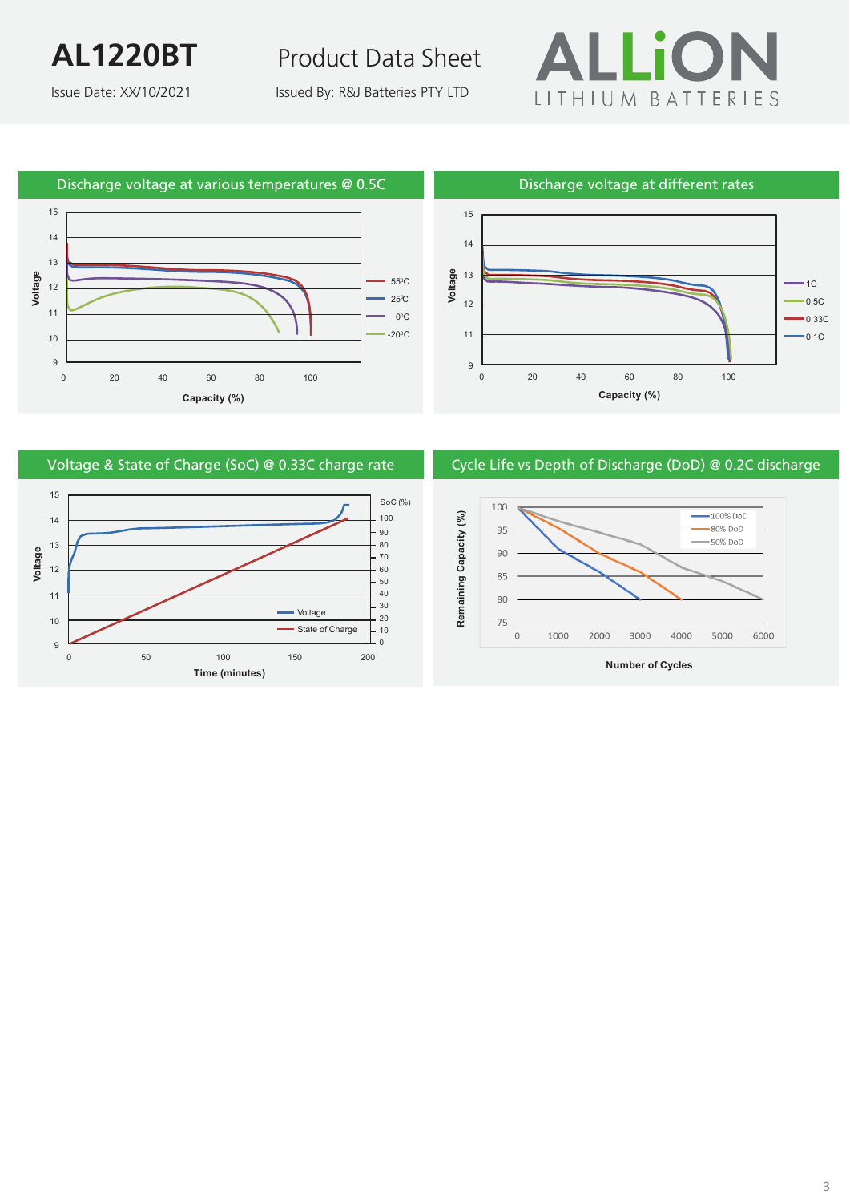# AL1220BT

Issue Date: XX/10/2021

Product Data Sheet

Issued By: R&J Batteries PTY LTD

ALLiON LITHIUM BATTERIES

## Discharge voltage at various temperatures @ 0.5C

Voltage

15
14
13
12
11
10
9

0 20 40 60 80 100

Capacity (%)

55°C
25°C
0°C
-20°C

## Discharge voltage at different rates

Voltage

15
14
13
12
11
9

0 20 40 60 80 100

Capacity (%)

1C
0.5C
0.33C
0.1C

## Voltage & State of Charge (SoC) @ 0.33C charge rate

Voltage

15
14
13
12
11
10
9

SoC (%)

100
90
80
70
60
50
40
30
20
10
0

0 50 100 150 200

Time (minutes)

Voltage
State of Charge

## Cycle Life vs Depth of Discharge (DoD) @ 0.2C discharge

Remaining Capacity (%)

100
95
90
85
80
75

0 1000 2000 3000 4000 5000 6000

Number of Cycles

100% DoD
80% DoD
50% DoD